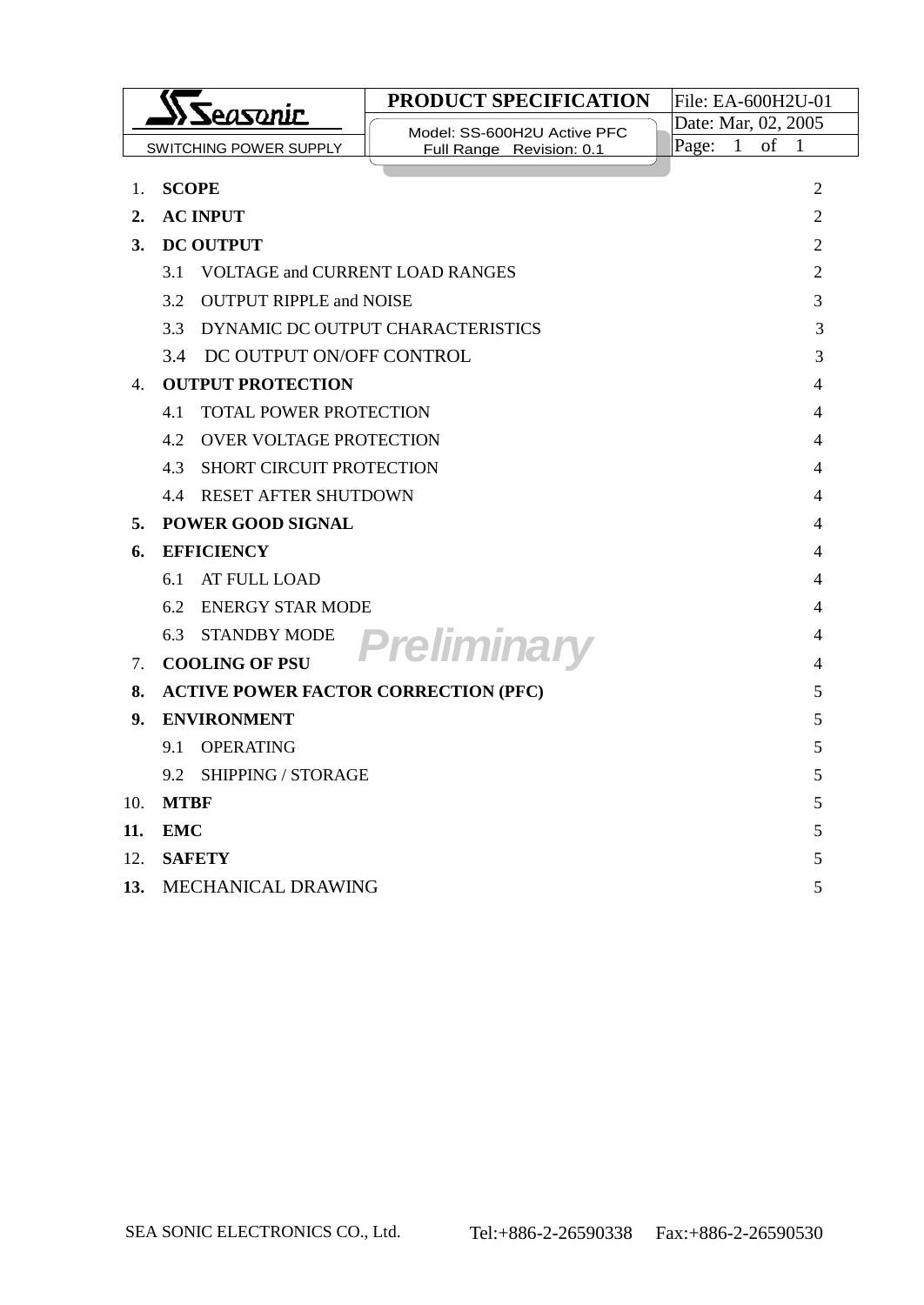| Seasonic SWITCHING POWER SUPPLY | PRODUCT SPECIFICATION | File: EA-600H2U-01 |
|---|---|---|
| | Model: SS-600H2U Active PFC Full Range Revision: 0.1 | Date: Mar, 02, 2005 |

1. **SCOPE** 2
2. **AC INPUT** 2
3. **DC OUTPUT** 2
   - 3.1 VOLTAGE and CURRENT LOAD RANGES 2
   - 3.2 OUTPUT RIPPLE and NOISE 3
   - 3.3 DYNAMIC DC OUTPUT CHARACTERISTICS 3
   - 3.4 DC OUTPUT ON/OFF CONTROL 3
4. **OUTPUT PROTECTION** 4
   - 4.1 TOTAL POWER PROTECTION 4
   - 4.2 OVER VOLTAGE PROTECTION 4
   - 4.3 SHORT CIRCUIT PROTECTION 4
   - 4.4 RESET AFTER SHUTDOWN 4
5. **POWER GOOD SIGNAL** 4
6. **EFFICIENCY** 4
   - 6.1 AT FULL LOAD 4
   - 6.2 ENERGY STAR MODE 4
   - 6.3 STANDBY MODE 4
7. **COOLING OF PSU** 4
8. **ACTIVE POWER FACTOR CORRECTION (PFC)** 5
9. **ENVIRONMENT** 5
   - 9.1 OPERATING 5
   - 9.2 SHIPPING / STORAGE 5
10. **MTBF** 5
11. **EMC** 5
12. **SAFETY** 5
13. MECHANICAL DRAWING 5

*Preliminary*

SEA SONIC ELECTRONICS CO., Ltd. Tel:+886-2-26590338 Fax:+886-2-26590530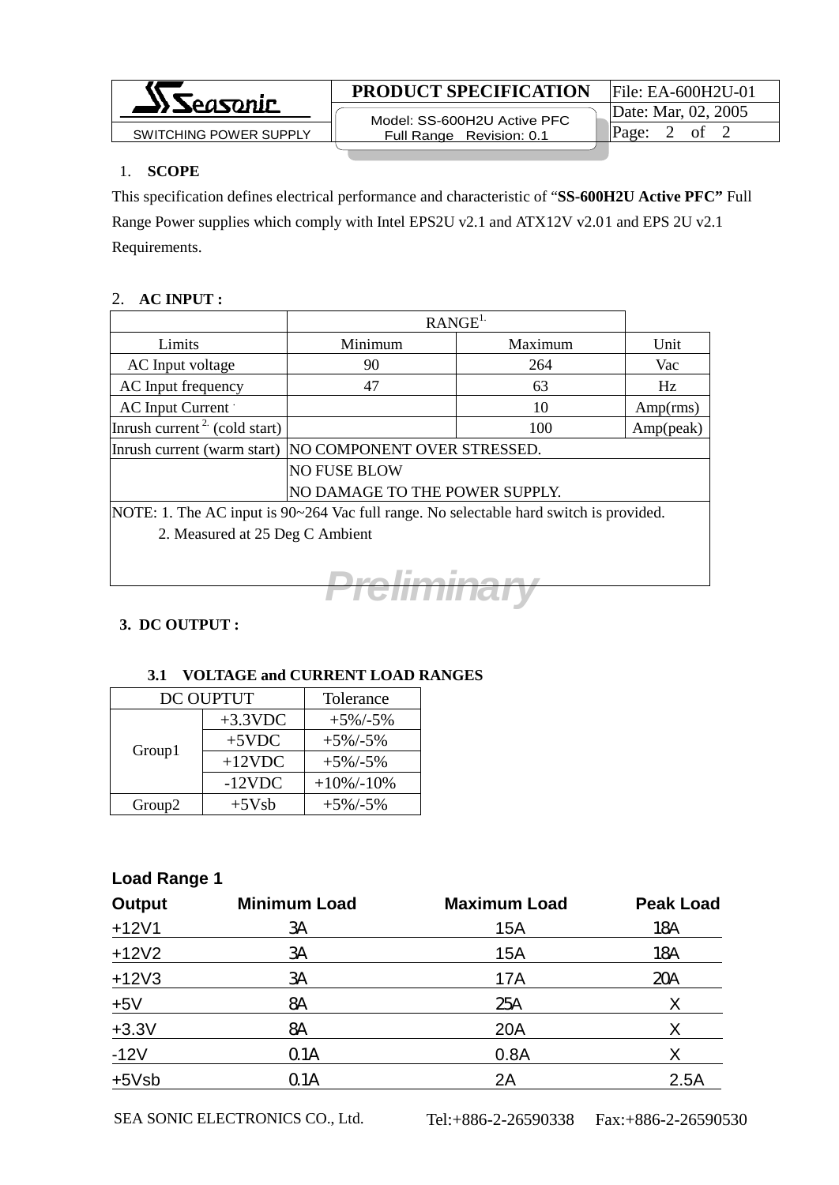## 1. SCOPE

This specification defines electrical performance and characteristic of "**SS-600H2U Active PFC"** Full Range Power supplies which comply with Intel EPS2U v2.1 and ATX12V v2.01 and EPS 2U v2.1 Requirements.

## 2. AC INPUT :

| | RANGE[1] | | |
|---|---|---|---|
| Limits | Minimum | Maximum | Unit |
| AC Input voltage | 90 | 264 | Vac |
| AC Input frequency | 47 | 63 | Hz |
| AC Input Current | | 10 | Amp(rms) |
| Inrush current [2] (cold start) | | 100 | Amp(peak) |
| Inrush current (warm start) | NO COMPONENT OVER STRESSED. | | |
| | NO FUSE BLOW<br>NO DAMAGE TO THE POWER SUPPLY. | | |

NOTE: 1. The AC input is 90~264 Vac full range. No selectable hard switch is provided.
2. Measured at 25 Deg C Ambient

Preliminary

## 3. DC OUTPUT :

### 3.1 VOLTAGE and CURRENT LOAD RANGES

| DC OUPTUT | | Tolerance |
|---|---|---|
| Group1 | +3.3VDC | +5%/-5% |
| | +5VDC | +5%/-5% |
| | +12VDC | +5%/-5% |
| | -12VDC | +10%/-10% |
| Group2 | +5Vsb | +5%/-5% |

**Load Range 1**

| Output | Minimum Load | Maximum Load | Peak Load |
|---|---|---|---|
| +12V1 | 3A | 15A | 18A |
| +12V2 | 3A | 15A | 18A |
| +12V3 | 3A | 17A | 20A |
| +5V | 8A | 25A | X |
| +3.3V | 8A | 20A | X |
| -12V | 0.1A | 0.8A | X |
| +5Vsb | 0.1A | 2A | 2.5A |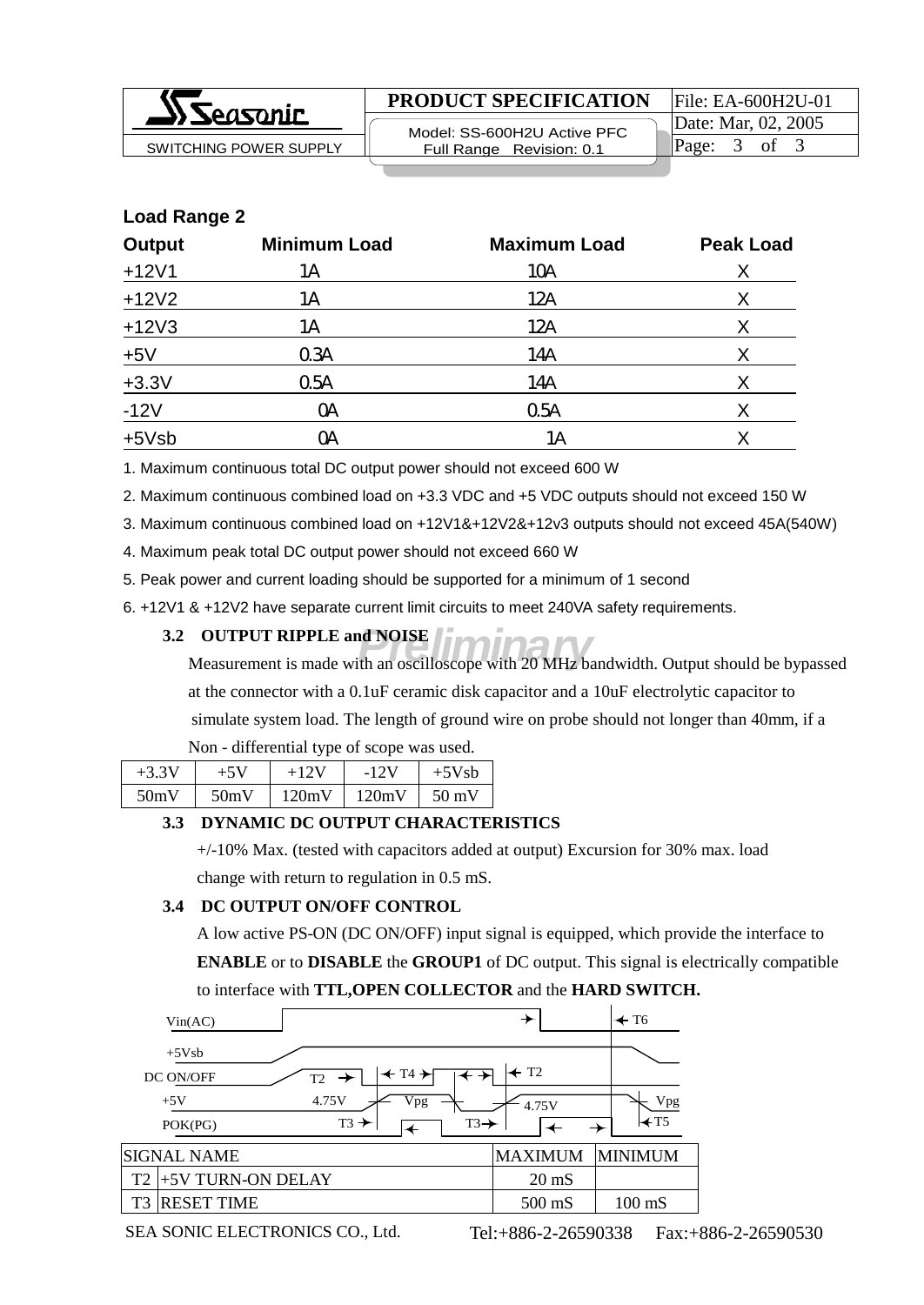**Load Range 2**

| Output | Minimum Load | Maximum Load | Peak Load |
|---|---|---|---|
| +12V1 | 1A | 10A | X |
| +12V2 | 1A | 12A | X |
| +12V3 | 1A | 12A | X |
| +5V | 0.3A | 14A | X |
| +3.3V | 0.5A | 14A | X |
| -12V | 0A | 0.5A | X |
| +5Vsb | 0A | 1A | X |

1. Maximum continuous total DC output power should not exceed 600 W
2. Maximum continuous combined load on +3.3 VDC and +5 VDC outputs should not exceed 150 W
3. Maximum continuous combined load on +12V1&+12V2&+12v3 outputs should not exceed 45A(540W)
4. Maximum peak total DC output power should not exceed 660 W
5. Peak power and current loading should be supported for a minimum of 1 second
6. +12V1 & +12V2 have separate current limit circuits to meet 240VA safety requirements.

### 3.2 OUTPUT RIPPLE and NOISE

Measurement is made with an oscilloscope with 20 MHz bandwidth. Output should be bypassed at the connector with a 0.1uF ceramic disk capacitor and a 10uF electrolytic capacitor to simulate system load. The length of ground wire on probe should not longer than 40mm, if a Non - differential type of scope was used.

| +3.3V | +5V | +12V | -12V | +5Vsb |
|---|---|---|---|---|
| 50mV | 50mV | 120mV | 120mV | 50 mV |

### 3.3 DYNAMIC DC OUTPUT CHARACTERISTICS

+/-10% Max. (tested with capacitors added at output) Excursion for 30% max. load change with return to regulation in 0.5 mS.

### 3.4 DC OUTPUT ON/OFF CONTROL

A low active PS-ON (DC ON/OFF) input signal is equipped, which provide the interface to **ENABLE** or to **DISABLE** the **GROUP1** of DC output. This signal is electrically compatible to interface with **TTL,OPEN COLLECTOR** and the **HARD SWITCH.**

Vin(AC) — T6
+5Vsb
DC ON/OFF — T2, T4, T2
+5V — 4.75V, Vpg, 4.75V, Vpg
POK(PG) — T3, T3, T5

| | SIGNAL NAME | MAXIMUM | MINIMUM |
|---|---|---|---|
| T2 | +5V TURN-ON DELAY | 20 mS | |
| T3 | RESET TIME | 500 mS | 100 mS |

SEA SONIC ELECTRONICS CO., Ltd. Tel:+886-2-26590338 Fax:+886-2-26590530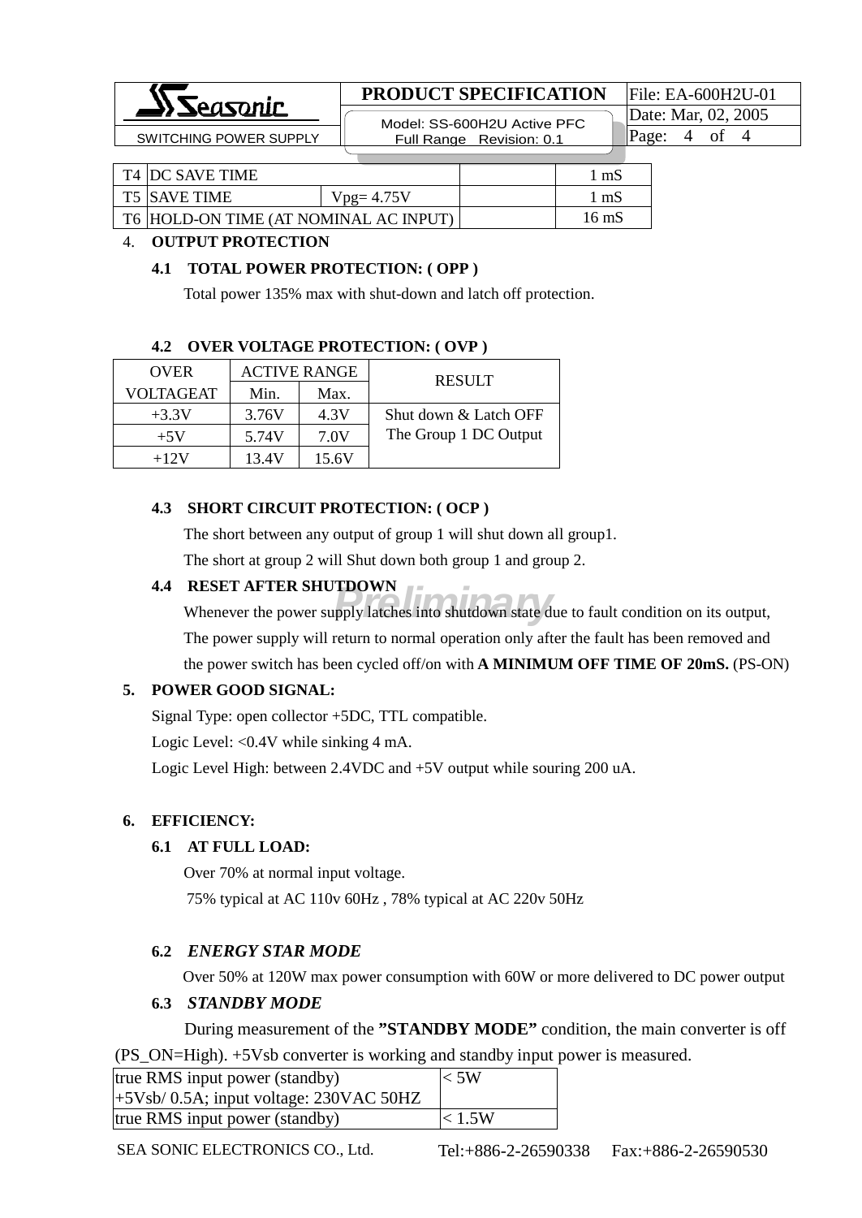| T4 | DC SAVE TIME | | | 1 mS |
|---|---|---|---|---|
| T5 | SAVE TIME | Vpg= 4.75V | | 1 mS |
| T6 | HOLD-ON TIME (AT NOMINAL AC INPUT) | | | 16 mS |

4. **OUTPUT PROTECTION**

**4.1 TOTAL POWER PROTECTION: ( OPP )**

Total power 135% max with shut-down and latch off protection.

**4.2 OVER VOLTAGE PROTECTION: ( OVP )**

| OVER VOLTAGEAT | ACTIVE RANGE | | RESULT |
|---|---|---|---|
| | Min. | Max. | |
| +3.3V | 3.76V | 4.3V | Shut down & Latch OFF The Group 1 DC Output |
| +5V | 5.74V | 7.0V | |
| +12V | 13.4V | 15.6V | |

**4.3 SHORT CIRCUIT PROTECTION: ( OCP )**

The short between any output of group 1 will shut down all group1.

The short at group 2 will Shut down both group 1 and group 2.

**4.4 RESET AFTER SHUTDOWN**

Whenever the power supply latches into shutdown state due to fault condition on its output, The power supply will return to normal operation only after the fault has been removed and the power switch has been cycled off/on with **A MINIMUM OFF TIME OF 20mS.** (PS-ON)

5. **POWER GOOD SIGNAL:**

Signal Type: open collector +5DC, TTL compatible.

Logic Level: <0.4V while sinking 4 mA.

Logic Level High: between 2.4VDC and +5V output while souring 200 uA.

6. **EFFICIENCY:**

**6.1 AT FULL LOAD:**

Over 70% at normal input voltage.

75% typical at AC 110v 60Hz , 78% typical at AC 220v 50Hz

**6.2 *ENERGY STAR MODE***

Over 50% at 120W max power consumption with 60W or more delivered to DC power output

**6.3 *STANDBY MODE***

During measurement of the **"STANDBY MODE"** condition, the main converter is off (PS_ON=High). +5Vsb converter is working and standby input power is measured.

| true RMS input power (standby) +5Vsb/ 0.5A; input voltage: 230VAC 50HZ | < 5W |
|---|---|
| true RMS input power (standby) | < 1.5W |

SEA SONIC ELECTRONICS CO., Ltd. Tel:+886-2-26590338 Fax:+886-2-26590530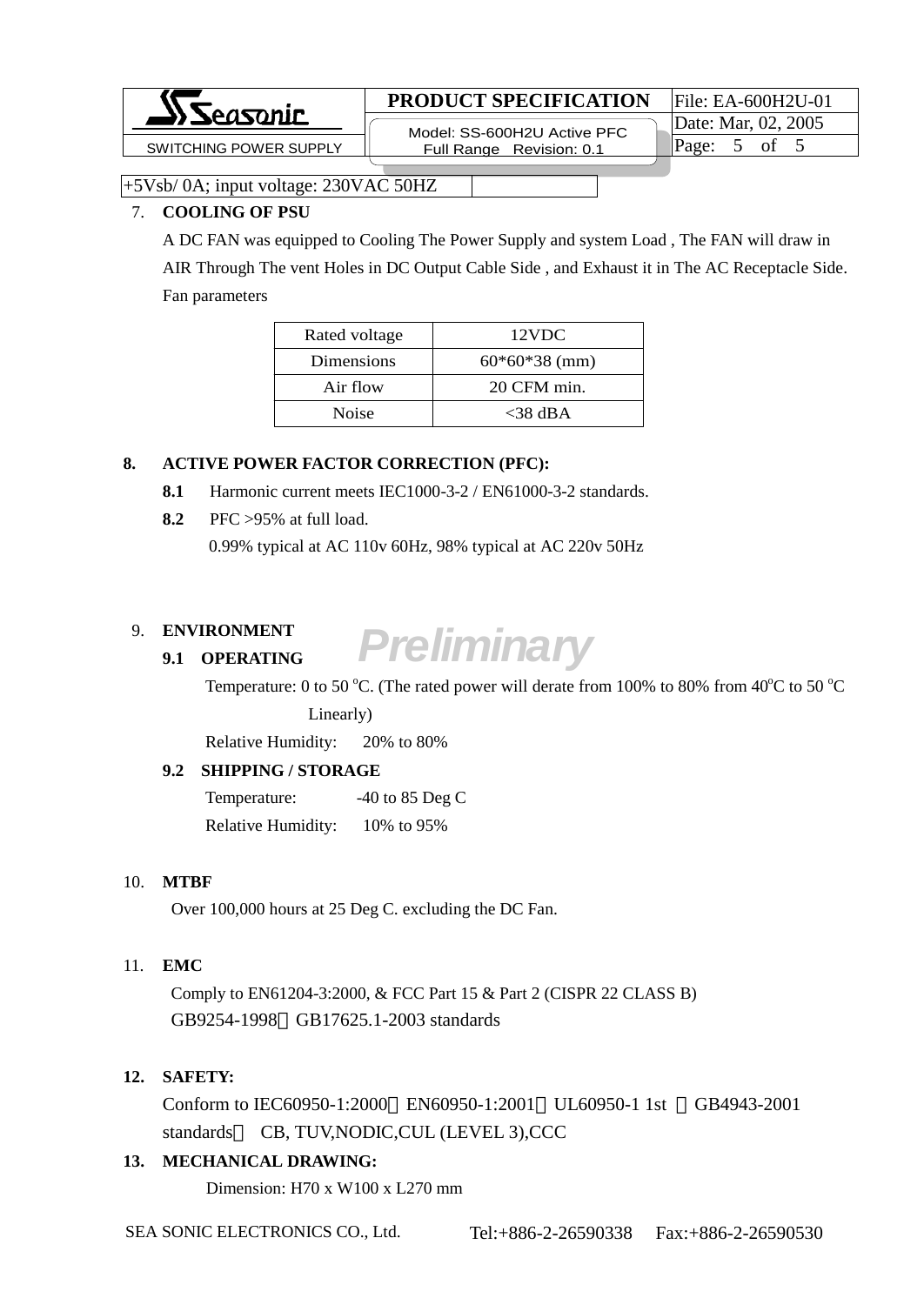| | |
|---|---|
| +5Vsb/ 0A; input voltage: 230VAC 50HZ | |

7. **COOLING OF PSU**

A DC FAN was equipped to Cooling The Power Supply and system Load , The FAN will draw in AIR Through The vent Holes in DC Output Cable Side , and Exhaust it in The AC Receptacle Side.

Fan parameters

| | |
|---|---|
| Rated voltage | 12VDC |
| Dimensions | 60*60*38 (mm) |
| Air flow | 20 CFM min. |
| Noise | <38 dBA |

**8. ACTIVE POWER FACTOR CORRECTION (PFC):**

**8.1** Harmonic current meets IEC1000-3-2 / EN61000-3-2 standards.

**8.2** PFC >95% at full load.

0.99% typical at AC 110v 60Hz, 98% typical at AC 220v 50Hz

9. **ENVIRONMENT**

*Preliminary*

**9.1 OPERATING**

Temperature: 0 to 50 $^{o}$C. (The rated power will derate from 100% to 80% from 40$^{o}$C to 50 $^{o}$C Linearly)

Relative Humidity: 20% to 80%

**9.2 SHIPPING / STORAGE**

Temperature: -40 to 85 Deg C

Relative Humidity: 10% to 95%

10. **MTBF**

Over 100,000 hours at 25 Deg C. excluding the DC Fan.

11. **EMC**

Comply to EN61204-3:2000, & FCC Part 15 & Part 2 (CISPR 22 CLASS B)
GB9254-1998，GB17625.1-2003 standards

**12. SAFETY:**

Conform to IEC60950-1:2000，EN60950-1:2001，UL60950-1 1st ，GB4943-2001 standards， CB, TUV,NODIC,CUL (LEVEL 3),CCC

**13. MECHANICAL DRAWING:**

Dimension: H70 x W100 x L270 mm

SEA SONIC ELECTRONICS CO., Ltd. Tel:+886-2-26590338 Fax:+886-2-26590530